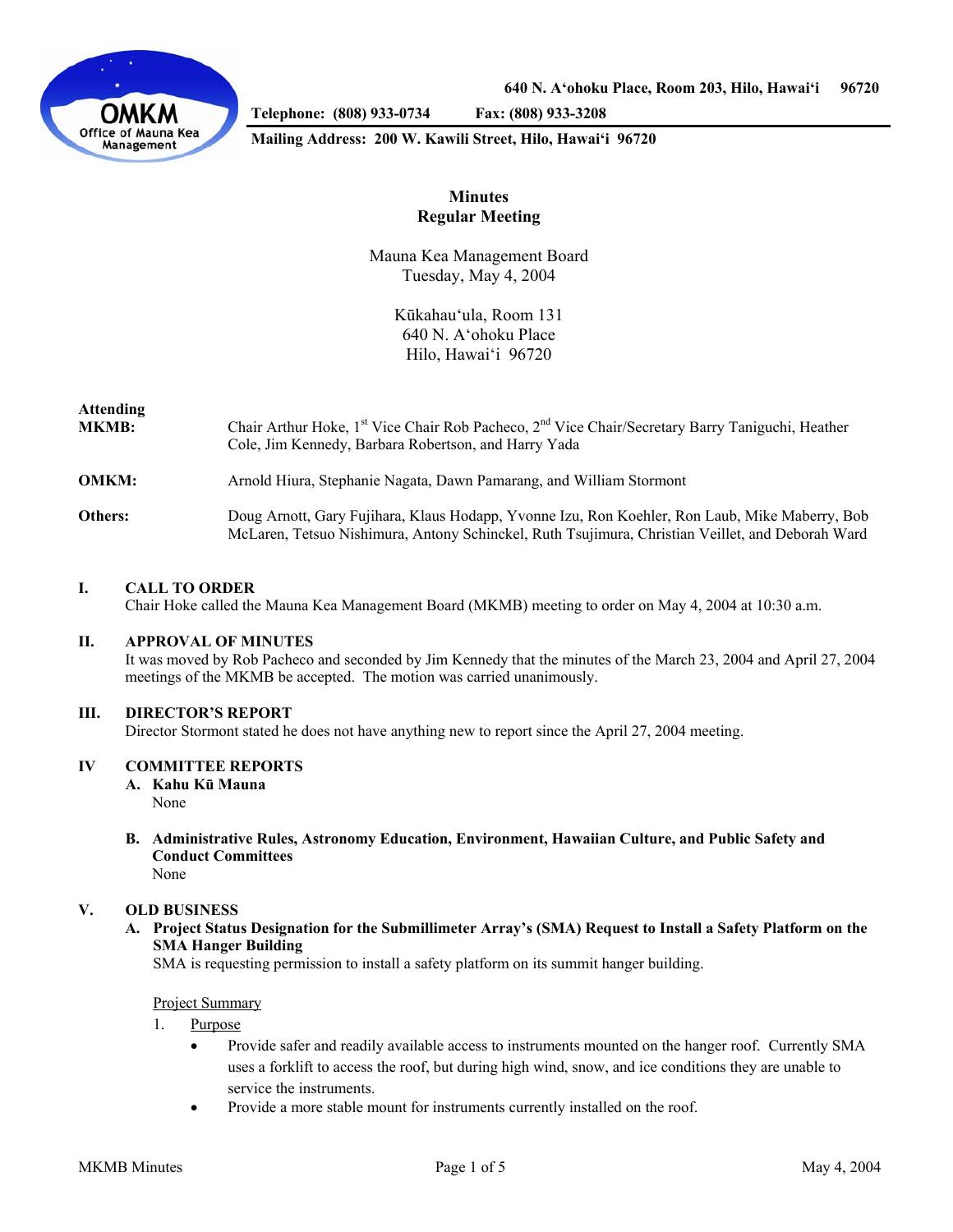640 N. A'ohoku Place, Room 203, Hilo, Hawai'i 96720

**Telephone: (808) 933-0734 Fax: (808) 933-3208**

**Mailing Address: 200 W. Kawili Street, Hilo, Hawai'i 96720**

# Minutes
## Regular Meeting

Mauna Kea Management Board
Tuesday, May 4, 2004

Kūkahau'ula, Room 131
640 N. A'ohoku Place
Hilo, Hawai'i 96720

**Attending**

**MKMB:** Chair Arthur Hoke, 1st Vice Chair Rob Pacheco, 2nd Vice Chair/Secretary Barry Taniguchi, Heather Cole, Jim Kennedy, Barbara Robertson, and Harry Yada

**OMKM:** Arnold Hiura, Stephanie Nagata, Dawn Pamarang, and William Stormont

**Others:** Doug Arnott, Gary Fujihara, Klaus Hodapp, Yvonne Izu, Ron Koehler, Ron Laub, Mike Maberry, Bob McLaren, Tetsuo Nishimura, Antony Schinckel, Ruth Tsujimura, Christian Veillet, and Deborah Ward

## I. CALL TO ORDER

Chair Hoke called the Mauna Kea Management Board (MKMB) meeting to order on May 4, 2004 at 10:30 a.m.

## II. APPROVAL OF MINUTES

It was moved by Rob Pacheco and seconded by Jim Kennedy that the minutes of the March 23, 2004 and April 27, 2004 meetings of the MKMB be accepted. The motion was carried unanimously.

## III. DIRECTOR'S REPORT

Director Stormont stated he does not have anything new to report since the April 27, 2004 meeting.

## IV COMMITTEE REPORTS

### A. Kahu Kū Mauna

None

### B. Administrative Rules, Astronomy Education, Environment, Hawaiian Culture, and Public Safety and Conduct Committees

None

## V. OLD BUSINESS

### A. Project Status Designation for the Submillimeter Array's (SMA) Request to Install a Safety Platform on the SMA Hanger Building

SMA is requesting permission to install a safety platform on its summit hanger building.

Project Summary

1. Purpose
   - Provide safer and readily available access to instruments mounted on the hanger roof. Currently SMA uses a forklift to access the roof, but during high wind, snow, and ice conditions they are unable to service the instruments.
   - Provide a more stable mount for instruments currently installed on the roof.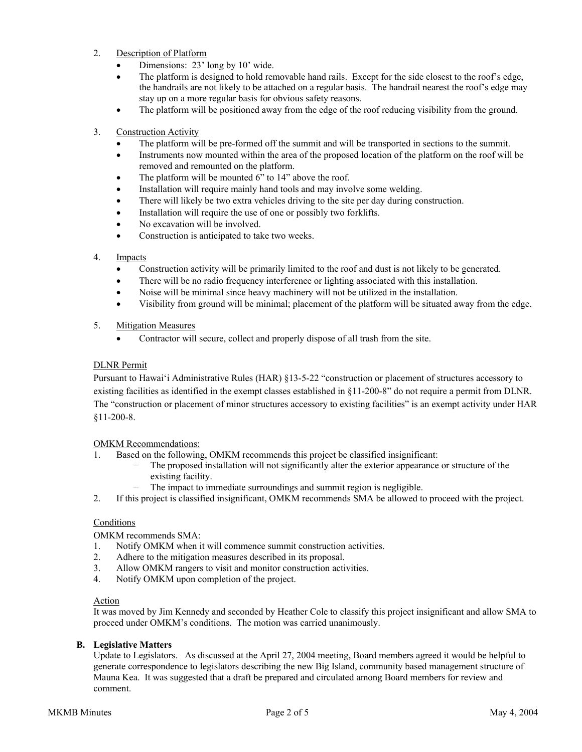2. Description of Platform
   - Dimensions: 23' long by 10' wide.
   - The platform is designed to hold removable hand rails. Except for the side closest to the roof's edge, the handrails are not likely to be attached on a regular basis. The handrail nearest the roof's edge may stay up on a more regular basis for obvious safety reasons.
   - The platform will be positioned away from the edge of the roof reducing visibility from the ground.

3. Construction Activity
   - The platform will be pre-formed off the summit and will be transported in sections to the summit.
   - Instruments now mounted within the area of the proposed location of the platform on the roof will be removed and remounted on the platform.
   - The platform will be mounted 6" to 14" above the roof.
   - Installation will require mainly hand tools and may involve some welding.
   - There will likely be two extra vehicles driving to the site per day during construction.
   - Installation will require the use of one or possibly two forklifts.
   - No excavation will be involved.
   - Construction is anticipated to take two weeks.

4. Impacts
   - Construction activity will be primarily limited to the roof and dust is not likely to be generated.
   - There will be no radio frequency interference or lighting associated with this installation.
   - Noise will be minimal since heavy machinery will not be utilized in the installation.
   - Visibility from ground will be minimal; placement of the platform will be situated away from the edge.

5. Mitigation Measures
   - Contractor will secure, collect and properly dispose of all trash from the site.

DLNR Permit

Pursuant to Hawai'i Administrative Rules (HAR) §13-5-22 "construction or placement of structures accessory to existing facilities as identified in the exempt classes established in §11-200-8" do not require a permit from DLNR. The "construction or placement of minor structures accessory to existing facilities" is an exempt activity under HAR §11-200-8.

OMKM Recommendations:

1. Based on the following, OMKM recommends this project be classified insignificant:
   - The proposed installation will not significantly alter the exterior appearance or structure of the existing facility.
   - The impact to immediate surroundings and summit region is negligible.
2. If this project is classified insignificant, OMKM recommends SMA be allowed to proceed with the project.

Conditions

OMKM recommends SMA:

1. Notify OMKM when it will commence summit construction activities.
2. Adhere to the mitigation measures described in its proposal.
3. Allow OMKM rangers to visit and monitor construction activities.
4. Notify OMKM upon completion of the project.

Action

It was moved by Jim Kennedy and seconded by Heather Cole to classify this project insignificant and allow SMA to proceed under OMKM's conditions. The motion was carried unanimously.

**B. Legislative Matters**

Update to Legislators. As discussed at the April 27, 2004 meeting, Board members agreed it would be helpful to generate correspondence to legislators describing the new Big Island, community based management structure of Mauna Kea. It was suggested that a draft be prepared and circulated among Board members for review and comment.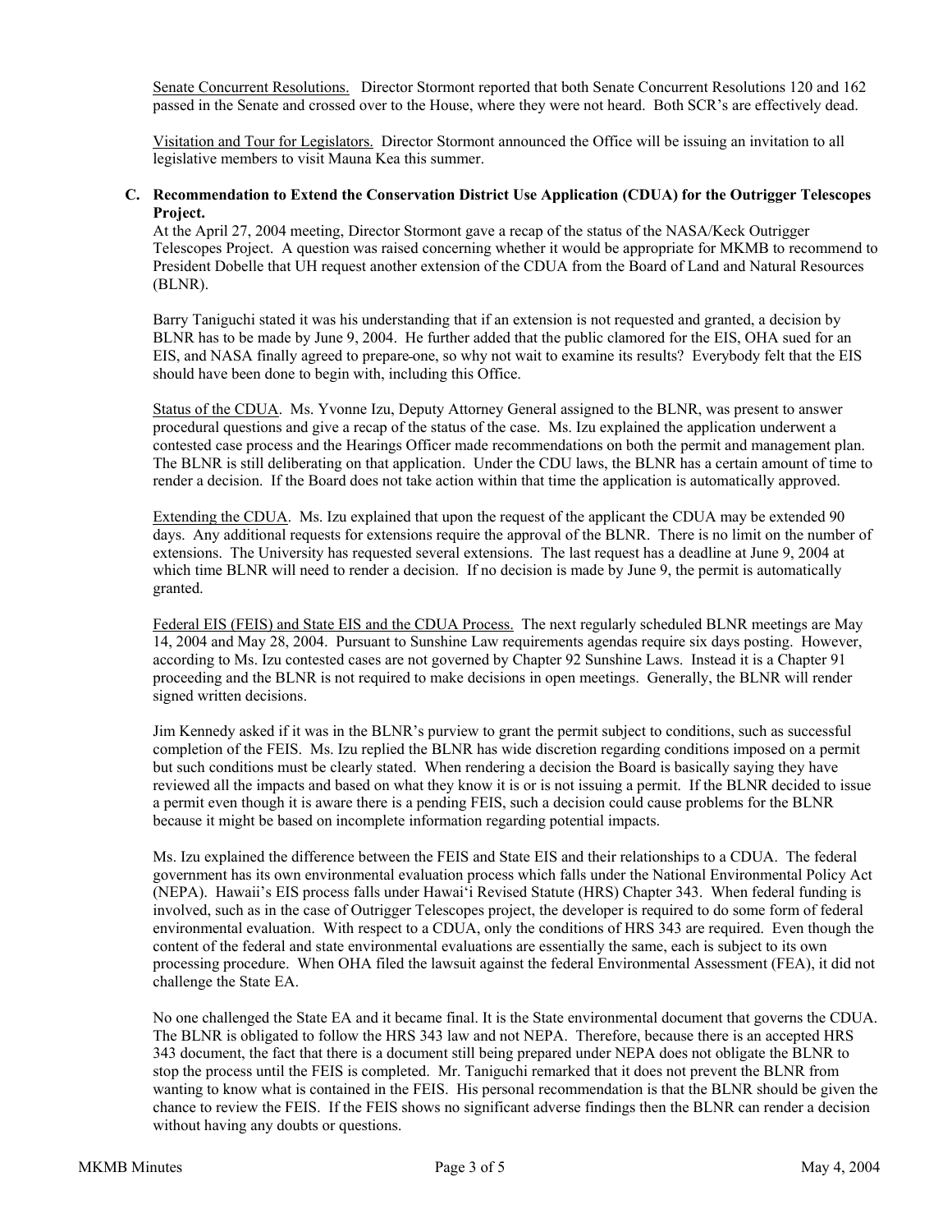Senate Concurrent Resolutions. Director Stormont reported that both Senate Concurrent Resolutions 120 and 162 passed in the Senate and crossed over to the House, where they were not heard. Both SCR's are effectively dead.

Visitation and Tour for Legislators. Director Stormont announced the Office will be issuing an invitation to all legislative members to visit Mauna Kea this summer.

**C. Recommendation to Extend the Conservation District Use Application (CDUA) for the Outrigger Telescopes Project.**

At the April 27, 2004 meeting, Director Stormont gave a recap of the status of the NASA/Keck Outrigger Telescopes Project. A question was raised concerning whether it would be appropriate for MKMB to recommend to President Dobelle that UH request another extension of the CDUA from the Board of Land and Natural Resources (BLNR).

Barry Taniguchi stated it was his understanding that if an extension is not requested and granted, a decision by BLNR has to be made by June 9, 2004. He further added that the public clamored for the EIS, OHA sued for an EIS, and NASA finally agreed to prepare one, so why not wait to examine its results? Everybody felt that the EIS should have been done to begin with, including this Office.

Status of the CDUA. Ms. Yvonne Izu, Deputy Attorney General assigned to the BLNR, was present to answer procedural questions and give a recap of the status of the case. Ms. Izu explained the application underwent a contested case process and the Hearings Officer made recommendations on both the permit and management plan. The BLNR is still deliberating on that application. Under the CDU laws, the BLNR has a certain amount of time to render a decision. If the Board does not take action within that time the application is automatically approved.

Extending the CDUA. Ms. Izu explained that upon the request of the applicant the CDUA may be extended 90 days. Any additional requests for extensions require the approval of the BLNR. There is no limit on the number of extensions. The University has requested several extensions. The last request has a deadline at June 9, 2004 at which time BLNR will need to render a decision. If no decision is made by June 9, the permit is automatically granted.

Federal EIS (FEIS) and State EIS and the CDUA Process. The next regularly scheduled BLNR meetings are May 14, 2004 and May 28, 2004. Pursuant to Sunshine Law requirements agendas require six days posting. However, according to Ms. Izu contested cases are not governed by Chapter 92 Sunshine Laws. Instead it is a Chapter 91 proceeding and the BLNR is not required to make decisions in open meetings. Generally, the BLNR will render signed written decisions.

Jim Kennedy asked if it was in the BLNR's purview to grant the permit subject to conditions, such as successful completion of the FEIS. Ms. Izu replied the BLNR has wide discretion regarding conditions imposed on a permit but such conditions must be clearly stated. When rendering a decision the Board is basically saying they have reviewed all the impacts and based on what they know it is or is not issuing a permit. If the BLNR decided to issue a permit even though it is aware there is a pending FEIS, such a decision could cause problems for the BLNR because it might be based on incomplete information regarding potential impacts.

Ms. Izu explained the difference between the FEIS and State EIS and their relationships to a CDUA. The federal government has its own environmental evaluation process which falls under the National Environmental Policy Act (NEPA). Hawaii's EIS process falls under Hawai'i Revised Statute (HRS) Chapter 343. When federal funding is involved, such as in the case of Outrigger Telescopes project, the developer is required to do some form of federal environmental evaluation. With respect to a CDUA, only the conditions of HRS 343 are required. Even though the content of the federal and state environmental evaluations are essentially the same, each is subject to its own processing procedure. When OHA filed the lawsuit against the federal Environmental Assessment (FEA), it did not challenge the State EA.

No one challenged the State EA and it became final. It is the State environmental document that governs the CDUA. The BLNR is obligated to follow the HRS 343 law and not NEPA. Therefore, because there is an accepted HRS 343 document, the fact that there is a document still being prepared under NEPA does not obligate the BLNR to stop the process until the FEIS is completed. Mr. Taniguchi remarked that it does not prevent the BLNR from wanting to know what is contained in the FEIS. His personal recommendation is that the BLNR should be given the chance to review the FEIS. If the FEIS shows no significant adverse findings then the BLNR can render a decision without having any doubts or questions.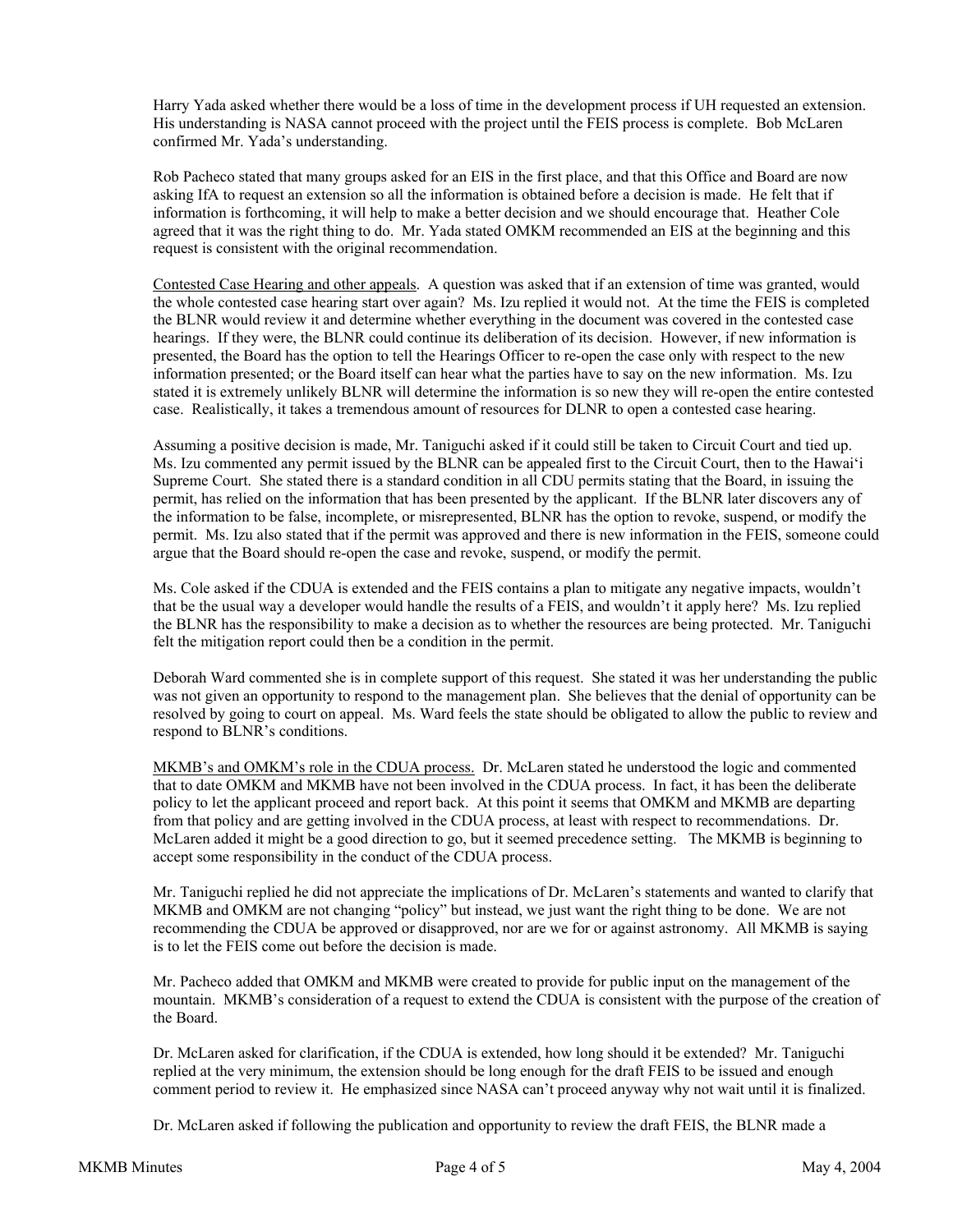Harry Yada asked whether there would be a loss of time in the development process if UH requested an extension. His understanding is NASA cannot proceed with the project until the FEIS process is complete. Bob McLaren confirmed Mr. Yada's understanding.

Rob Pacheco stated that many groups asked for an EIS in the first place, and that this Office and Board are now asking IfA to request an extension so all the information is obtained before a decision is made. He felt that if information is forthcoming, it will help to make a better decision and we should encourage that. Heather Cole agreed that it was the right thing to do. Mr. Yada stated OMKM recommended an EIS at the beginning and this request is consistent with the original recommendation.

<u>Contested Case Hearing and other appeals</u>. A question was asked that if an extension of time was granted, would the whole contested case hearing start over again? Ms. Izu replied it would not. At the time the FEIS is completed the BLNR would review it and determine whether everything in the document was covered in the contested case hearings. If they were, the BLNR could continue its deliberation of its decision. However, if new information is presented, the Board has the option to tell the Hearings Officer to re-open the case only with respect to the new information presented; or the Board itself can hear what the parties have to say on the new information. Ms. Izu stated it is extremely unlikely BLNR will determine the information is so new they will re-open the entire contested case. Realistically, it takes a tremendous amount of resources for DLNR to open a contested case hearing.

Assuming a positive decision is made, Mr. Taniguchi asked if it could still be taken to Circuit Court and tied up. Ms. Izu commented any permit issued by the BLNR can be appealed first to the Circuit Court, then to the Hawai'i Supreme Court. She stated there is a standard condition in all CDU permits stating that the Board, in issuing the permit, has relied on the information that has been presented by the applicant. If the BLNR later discovers any of the information to be false, incomplete, or misrepresented, BLNR has the option to revoke, suspend, or modify the permit. Ms. Izu also stated that if the permit was approved and there is new information in the FEIS, someone could argue that the Board should re-open the case and revoke, suspend, or modify the permit.

Ms. Cole asked if the CDUA is extended and the FEIS contains a plan to mitigate any negative impacts, wouldn't that be the usual way a developer would handle the results of a FEIS, and wouldn't it apply here? Ms. Izu replied the BLNR has the responsibility to make a decision as to whether the resources are being protected. Mr. Taniguchi felt the mitigation report could then be a condition in the permit.

Deborah Ward commented she is in complete support of this request. She stated it was her understanding the public was not given an opportunity to respond to the management plan. She believes that the denial of opportunity can be resolved by going to court on appeal. Ms. Ward feels the state should be obligated to allow the public to review and respond to BLNR's conditions.

<u>MKMB's and OMKM's role in the CDUA process.</u> Dr. McLaren stated he understood the logic and commented that to date OMKM and MKMB have not been involved in the CDUA process. In fact, it has been the deliberate policy to let the applicant proceed and report back. At this point it seems that OMKM and MKMB are departing from that policy and are getting involved in the CDUA process, at least with respect to recommendations. Dr. McLaren added it might be a good direction to go, but it seemed precedence setting. The MKMB is beginning to accept some responsibility in the conduct of the CDUA process.

Mr. Taniguchi replied he did not appreciate the implications of Dr. McLaren's statements and wanted to clarify that MKMB and OMKM are not changing "policy" but instead, we just want the right thing to be done. We are not recommending the CDUA be approved or disapproved, nor are we for or against astronomy. All MKMB is saying is to let the FEIS come out before the decision is made.

Mr. Pacheco added that OMKM and MKMB were created to provide for public input on the management of the mountain. MKMB's consideration of a request to extend the CDUA is consistent with the purpose of the creation of the Board.

Dr. McLaren asked for clarification, if the CDUA is extended, how long should it be extended? Mr. Taniguchi replied at the very minimum, the extension should be long enough for the draft FEIS to be issued and enough comment period to review it. He emphasized since NASA can't proceed anyway why not wait until it is finalized.

Dr. McLaren asked if following the publication and opportunity to review the draft FEIS, the BLNR made a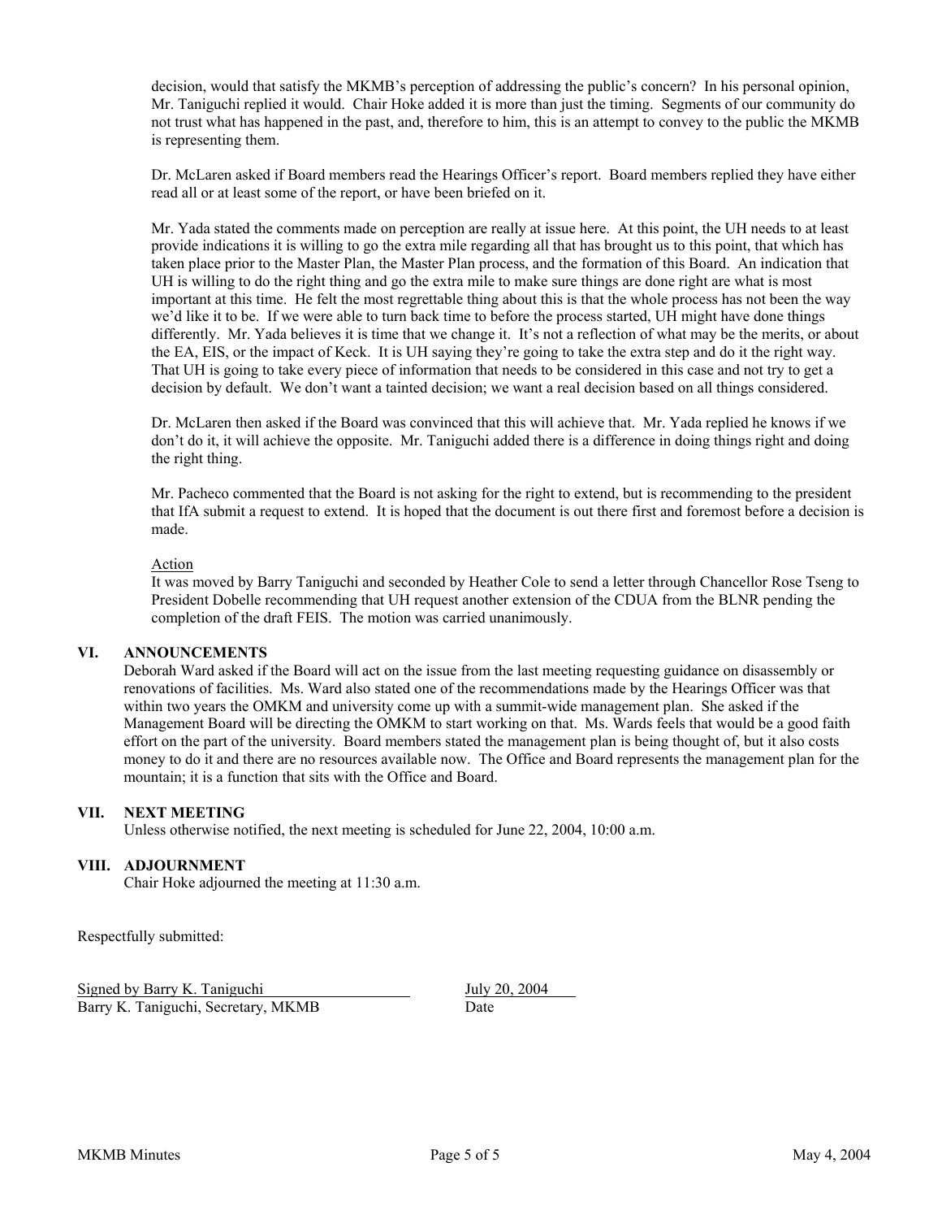decision, would that satisfy the MKMB's perception of addressing the public's concern? In his personal opinion, Mr. Taniguchi replied it would. Chair Hoke added it is more than just the timing. Segments of our community do not trust what has happened in the past, and, therefore to him, this is an attempt to convey to the public the MKMB is representing them.

Dr. McLaren asked if Board members read the Hearings Officer's report. Board members replied they have either read all or at least some of the report, or have been briefed on it.

Mr. Yada stated the comments made on perception are really at issue here. At this point, the UH needs to at least provide indications it is willing to go the extra mile regarding all that has brought us to this point, that which has taken place prior to the Master Plan, the Master Plan process, and the formation of this Board. An indication that UH is willing to do the right thing and go the extra mile to make sure things are done right are what is most important at this time. He felt the most regrettable thing about this is that the whole process has not been the way we'd like it to be. If we were able to turn back time to before the process started, UH might have done things differently. Mr. Yada believes it is time that we change it. It's not a reflection of what may be the merits, or about the EA, EIS, or the impact of Keck. It is UH saying they're going to take the extra step and do it the right way. That UH is going to take every piece of information that needs to be considered in this case and not try to get a decision by default. We don't want a tainted decision; we want a real decision based on all things considered.

Dr. McLaren then asked if the Board was convinced that this will achieve that. Mr. Yada replied he knows if we don't do it, it will achieve the opposite. Mr. Taniguchi added there is a difference in doing things right and doing the right thing.

Mr. Pacheco commented that the Board is not asking for the right to extend, but is recommending to the president that IfA submit a request to extend. It is hoped that the document is out there first and foremost before a decision is made.

Action

It was moved by Barry Taniguchi and seconded by Heather Cole to send a letter through Chancellor Rose Tseng to President Dobelle recommending that UH request another extension of the CDUA from the BLNR pending the completion of the draft FEIS. The motion was carried unanimously.

## VI. ANNOUNCEMENTS

Deborah Ward asked if the Board will act on the issue from the last meeting requesting guidance on disassembly or renovations of facilities. Ms. Ward also stated one of the recommendations made by the Hearings Officer was that within two years the OMKM and university come up with a summit-wide management plan. She asked if the Management Board will be directing the OMKM to start working on that. Ms. Wards feels that would be a good faith effort on the part of the university. Board members stated the management plan is being thought of, but it also costs money to do it and there are no resources available now. The Office and Board represents the management plan for the mountain; it is a function that sits with the Office and Board.

## VII. NEXT MEETING

Unless otherwise notified, the next meeting is scheduled for June 22, 2004, 10:00 a.m.

## VIII. ADJOURNMENT

Chair Hoke adjourned the meeting at 11:30 a.m.

Respectfully submitted:

Signed by Barry K. Taniguchi — July 20, 2004
Barry K. Taniguchi, Secretary, MKMB — Date